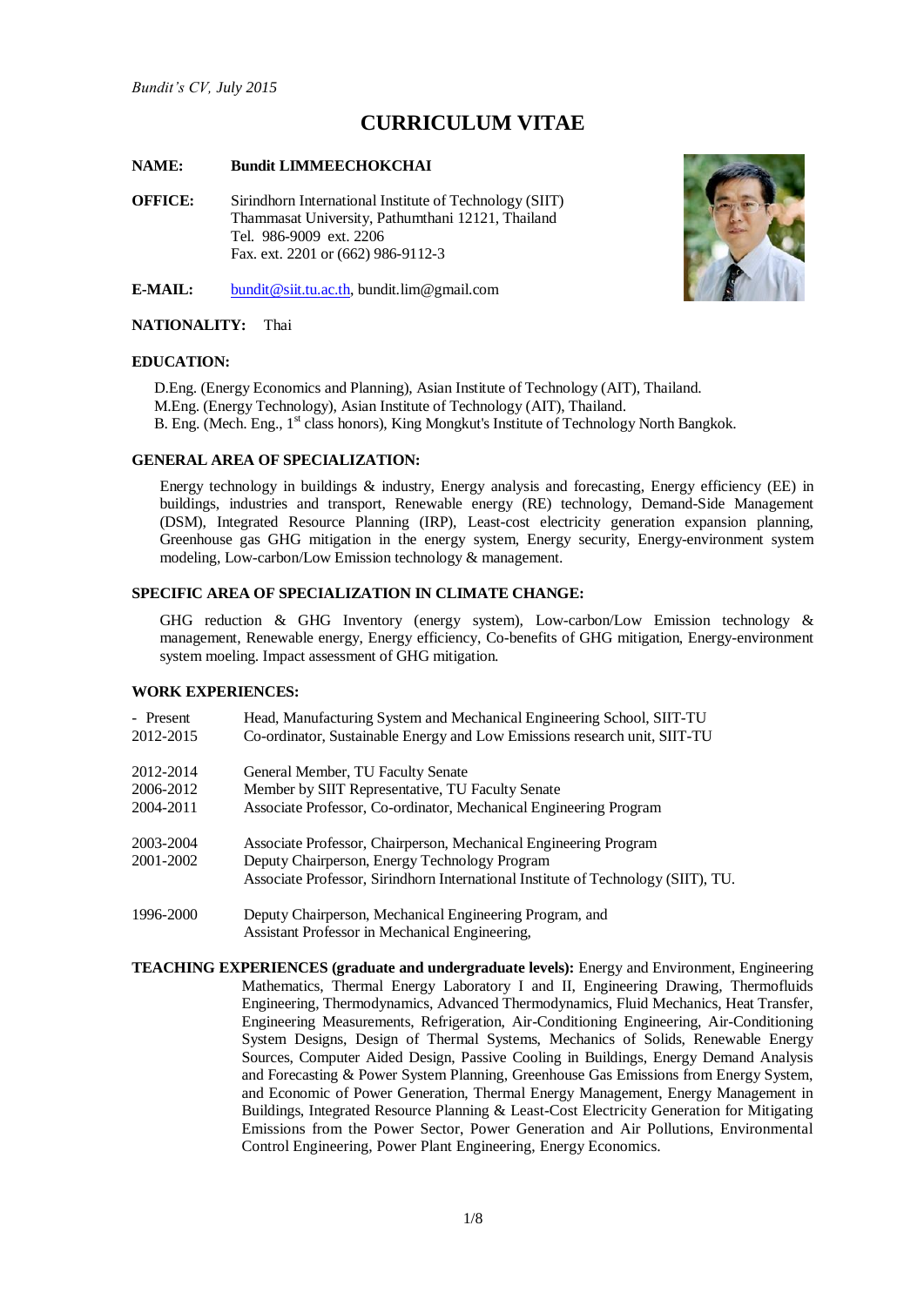*Bundit's CV, July 2015*

# CURRICULUM VITAE

**NAME:** **Bundit LIMMEECHOKCHAI**

**OFFICE:** Sirindhorn International Institute of Technology (SIIT)
Thammasat University, Pathumthani 12121, Thailand
Tel. 986-9009 ext. 2206
Fax. ext. 2201 or (662) 986-9112-3

**E-MAIL:** bundit@siit.tu.ac.th, bundit.lim@gmail.com

**NATIONALITY:** Thai

## EDUCATION:

D.Eng. (Energy Economics and Planning), Asian Institute of Technology (AIT), Thailand.
M.Eng. (Energy Technology), Asian Institute of Technology (AIT), Thailand.
B. Eng. (Mech. Eng., 1st class honors), King Mongkut's Institute of Technology North Bangkok.

## GENERAL AREA OF SPECIALIZATION:

Energy technology in buildings & industry, Energy analysis and forecasting, Energy efficiency (EE) in buildings, industries and transport, Renewable energy (RE) technology, Demand-Side Management (DSM), Integrated Resource Planning (IRP), Least-cost electricity generation expansion planning, Greenhouse gas GHG mitigation in the energy system, Energy security, Energy-environment system modeling, Low-carbon/Low Emission technology & management.

## SPECIFIC AREA OF SPECIALIZATION IN CLIMATE CHANGE:

GHG reduction & GHG Inventory (energy system), Low-carbon/Low Emission technology & management, Renewable energy, Energy efficiency, Co-benefits of GHG mitigation, Energy-environment system moeling. Impact assessment of GHG mitigation.

## WORK EXPERIENCES:

| | |
|---|---|
| - Present | Head, Manufacturing System and Mechanical Engineering School, SIIT-TU |
| 2012-2015 | Co-ordinator, Sustainable Energy and Low Emissions research unit, SIIT-TU |
| 2012-2014 | General Member, TU Faculty Senate |
| 2006-2012 | Member by SIIT Representative, TU Faculty Senate |
| 2004-2011 | Associate Professor, Co-ordinator, Mechanical Engineering Program |
| 2003-2004 | Associate Professor, Chairperson, Mechanical Engineering Program |
| 2001-2002 | Deputy Chairperson, Energy Technology Program<br>Associate Professor, Sirindhorn International Institute of Technology (SIIT), TU. |
| 1996-2000 | Deputy Chairperson, Mechanical Engineering Program, and<br>Assistant Professor in Mechanical Engineering, |

**TEACHING EXPERIENCES (graduate and undergraduate levels):** Energy and Environment, Engineering Mathematics, Thermal Energy Laboratory I and II, Engineering Drawing, Thermofluids Engineering, Thermodynamics, Advanced Thermodynamics, Fluid Mechanics, Heat Transfer, Engineering Measurements, Refrigeration, Air-Conditioning Engineering, Air-Conditioning System Designs, Design of Thermal Systems, Mechanics of Solids, Renewable Energy Sources, Computer Aided Design, Passive Cooling in Buildings, Energy Demand Analysis and Forecasting & Power System Planning, Greenhouse Gas Emissions from Energy System, and Economic of Power Generation, Thermal Energy Management, Energy Management in Buildings, Integrated Resource Planning & Least-Cost Electricity Generation for Mitigating Emissions from the Power Sector, Power Generation and Air Pollutions, Environmental Control Engineering, Power Plant Engineering, Energy Economics.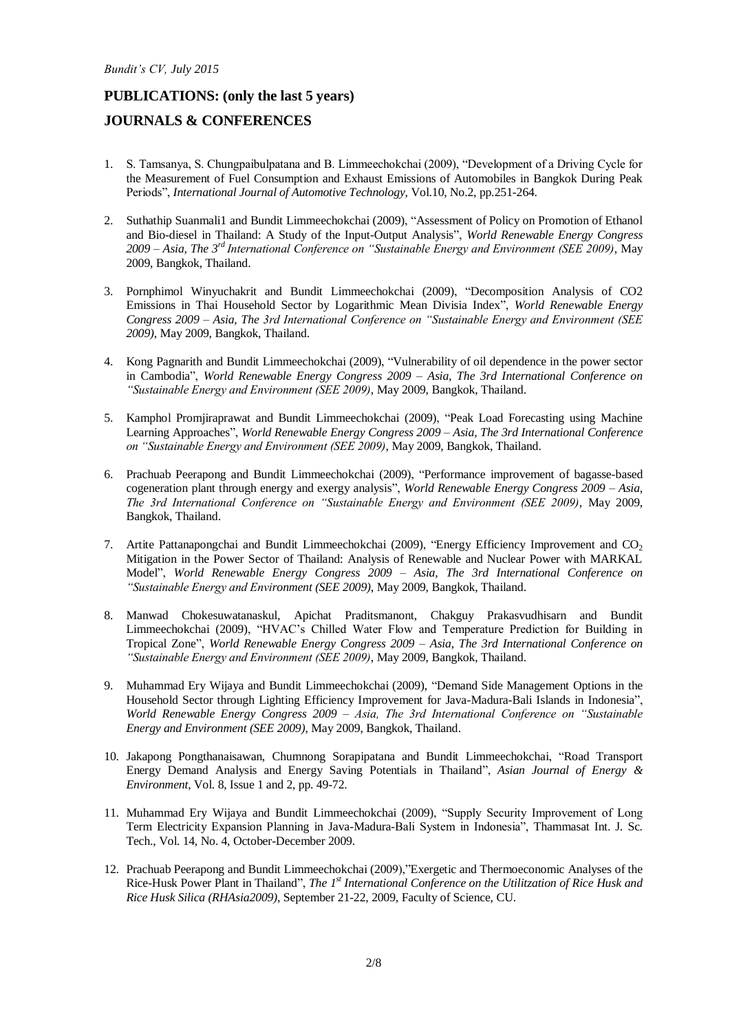## PUBLICATIONS: (only the last 5 years)

## JOURNALS & CONFERENCES

1. S. Tamsanya, S. Chungpaibulpatana and B. Limmeechokchai (2009), "Development of a Driving Cycle for the Measurement of Fuel Consumption and Exhaust Emissions of Automobiles in Bangkok During Peak Periods", *International Journal of Automotive Technology,* Vol.10, No.2, pp.251-264.

2. Suthathip Suanmali1 and Bundit Limmeechokchai (2009), "Assessment of Policy on Promotion of Ethanol and Bio-diesel in Thailand: A Study of the Input-Output Analysis", *World Renewable Energy Congress 2009 – Asia, The 3rd International Conference on "Sustainable Energy and Environment (SEE 2009)*, May 2009, Bangkok, Thailand.

3. Pornphimol Winyuchakrit and Bundit Limmeechokchai (2009), "Decomposition Analysis of CO2 Emissions in Thai Household Sector by Logarithmic Mean Divisia Index", *World Renewable Energy Congress 2009 – Asia, The 3rd International Conference on "Sustainable Energy and Environment (SEE 2009)*, May 2009, Bangkok, Thailand.

4. Kong Pagnarith and Bundit Limmeechokchai (2009), "Vulnerability of oil dependence in the power sector in Cambodia", *World Renewable Energy Congress 2009 – Asia, The 3rd International Conference on "Sustainable Energy and Environment (SEE 2009)*, May 2009, Bangkok, Thailand.

5. Kamphol Promjiraprawat and Bundit Limmeechokchai (2009), "Peak Load Forecasting using Machine Learning Approaches", *World Renewable Energy Congress 2009 – Asia, The 3rd International Conference on "Sustainable Energy and Environment (SEE 2009)*, May 2009, Bangkok, Thailand.

6. Prachuab Peerapong and Bundit Limmeechokchai (2009), "Performance improvement of bagasse-based cogeneration plant through energy and exergy analysis", *World Renewable Energy Congress 2009 – Asia, The 3rd International Conference on "Sustainable Energy and Environment (SEE 2009)*, May 2009, Bangkok, Thailand.

7. Artite Pattanapongchai and Bundit Limmeechokchai (2009), "Energy Efficiency Improvement and $CO_2$ Mitigation in the Power Sector of Thailand: Analysis of Renewable and Nuclear Power with MARKAL Model", *World Renewable Energy Congress 2009 – Asia, The 3rd International Conference on "Sustainable Energy and Environment (SEE 2009)*, May 2009, Bangkok, Thailand.

8. Manwad Chokesuwatanaskul, Apichat Praditsmanont, Chakguy Prakasvudhisarn and Bundit Limmeechokchai (2009), "HVAC's Chilled Water Flow and Temperature Prediction for Building in Tropical Zone", *World Renewable Energy Congress 2009 – Asia, The 3rd International Conference on "Sustainable Energy and Environment (SEE 2009)*, May 2009, Bangkok, Thailand.

9. Muhammad Ery Wijaya and Bundit Limmeechokchai (2009), "Demand Side Management Options in the Household Sector through Lighting Efficiency Improvement for Java-Madura-Bali Islands in Indonesia", *World Renewable Energy Congress 2009 – Asia, The 3rd International Conference on "Sustainable Energy and Environment (SEE 2009)*, May 2009, Bangkok, Thailand.

10. Jakapong Pongthanaisawan, Chumnong Sorapipatana and Bundit Limmeechokchai, "Road Transport Energy Demand Analysis and Energy Saving Potentials in Thailand", *Asian Journal of Energy & Environment*, Vol. 8, Issue 1 and 2, pp. 49-72.

11. Muhammad Ery Wijaya and Bundit Limmeechokchai (2009), "Supply Security Improvement of Long Term Electricity Expansion Planning in Java-Madura-Bali System in Indonesia", Thammasat Int. J. Sc. Tech., Vol. 14, No. 4, October-December 2009.

12. Prachuab Peerapong and Bundit Limmeechokchai (2009),"Exergetic and Thermoeconomic Analyses of the Rice-Husk Power Plant in Thailand", *The 1st International Conference on the Utilitzation of Rice Husk and Rice Husk Silica (RHAsia2009)*, September 21-22, 2009, Faculty of Science, CU.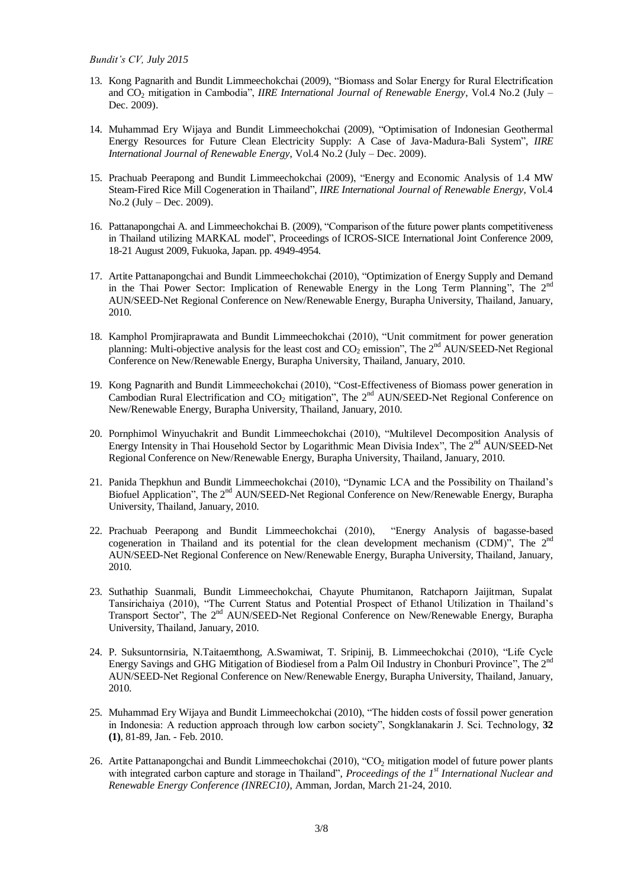13. Kong Pagnarith and Bundit Limmeechokchai (2009), "Biomass and Solar Energy for Rural Electrification and $CO_2$ mitigation in Cambodia", *IIRE International Journal of Renewable Energy*, Vol.4 No.2 (July – Dec. 2009).

14. Muhammad Ery Wijaya and Bundit Limmeechokchai (2009), "Optimisation of Indonesian Geothermal Energy Resources for Future Clean Electricity Supply: A Case of Java-Madura-Bali System", *IIRE International Journal of Renewable Energy*, Vol.4 No.2 (July – Dec. 2009).

15. Prachuab Peerapong and Bundit Limmeechokchai (2009), "Energy and Economic Analysis of 1.4 MW Steam-Fired Rice Mill Cogeneration in Thailand", *IIRE International Journal of Renewable Energy*, Vol.4 No.2 (July – Dec. 2009).

16. Pattanapongchai A. and Limmeechokchai B. (2009), "Comparison of the future power plants competitiveness in Thailand utilizing MARKAL model", Proceedings of ICROS-SICE International Joint Conference 2009, 18-21 August 2009, Fukuoka, Japan. pp. 4949-4954.

17. Artite Pattanapongchai and Bundit Limmeechokchai (2010), "Optimization of Energy Supply and Demand in the Thai Power Sector: Implication of Renewable Energy in the Long Term Planning", The 2nd AUN/SEED-Net Regional Conference on New/Renewable Energy, Burapha University, Thailand, January, 2010.

18. Kamphol Promjiraprawata and Bundit Limmeechokchai (2010), "Unit commitment for power generation planning: Multi-objective analysis for the least cost and $CO_2$ emission", The 2nd AUN/SEED-Net Regional Conference on New/Renewable Energy, Burapha University, Thailand, January, 2010.

19. Kong Pagnarith and Bundit Limmeechokchai (2010), "Cost-Effectiveness of Biomass power generation in Cambodian Rural Electrification and $CO_2$ mitigation", The 2nd AUN/SEED-Net Regional Conference on New/Renewable Energy, Burapha University, Thailand, January, 2010.

20. Pornphimol Winyuchakrit and Bundit Limmeechokchai (2010), "Multilevel Decomposition Analysis of Energy Intensity in Thai Household Sector by Logarithmic Mean Divisia Index", The 2nd AUN/SEED-Net Regional Conference on New/Renewable Energy, Burapha University, Thailand, January, 2010.

21. Panida Thepkhun and Bundit Limmeechokchai (2010), "Dynamic LCA and the Possibility on Thailand's Biofuel Application", The 2nd AUN/SEED-Net Regional Conference on New/Renewable Energy, Burapha University, Thailand, January, 2010.

22. Prachuab Peerapong and Bundit Limmeechokchai (2010), "Energy Analysis of bagasse-based cogeneration in Thailand and its potential for the clean development mechanism (CDM)", The 2nd AUN/SEED-Net Regional Conference on New/Renewable Energy, Burapha University, Thailand, January, 2010.

23. Suthathip Suanmali, Bundit Limmeechokchai, Chayute Phumitanon, Ratchaporn Jaijitman, Supalat Tansirichaiya (2010), "The Current Status and Potential Prospect of Ethanol Utilization in Thailand's Transport Sector", The 2nd AUN/SEED-Net Regional Conference on New/Renewable Energy, Burapha University, Thailand, January, 2010.

24. P. Suksuntornsiria, N.Taitaemthong, A.Swamiwat, T. Sripinij, B. Limmeechokchai (2010), "Life Cycle Energy Savings and GHG Mitigation of Biodiesel from a Palm Oil Industry in Chonburi Province", The 2nd AUN/SEED-Net Regional Conference on New/Renewable Energy, Burapha University, Thailand, January, 2010.

25. Muhammad Ery Wijaya and Bundit Limmeechokchai (2010), "The hidden costs of fossil power generation in Indonesia: A reduction approach through low carbon society", Songklanakarin J. Sci. Technology, **32 (1)**, 81-89, Jan. - Feb. 2010.

26. Artite Pattanapongchai and Bundit Limmeechokchai (2010), "$CO_2$ mitigation model of future power plants with integrated carbon capture and storage in Thailand", *Proceedings of the 1st International Nuclear and Renewable Energy Conference (INREC10)*, Amman, Jordan, March 21-24, 2010.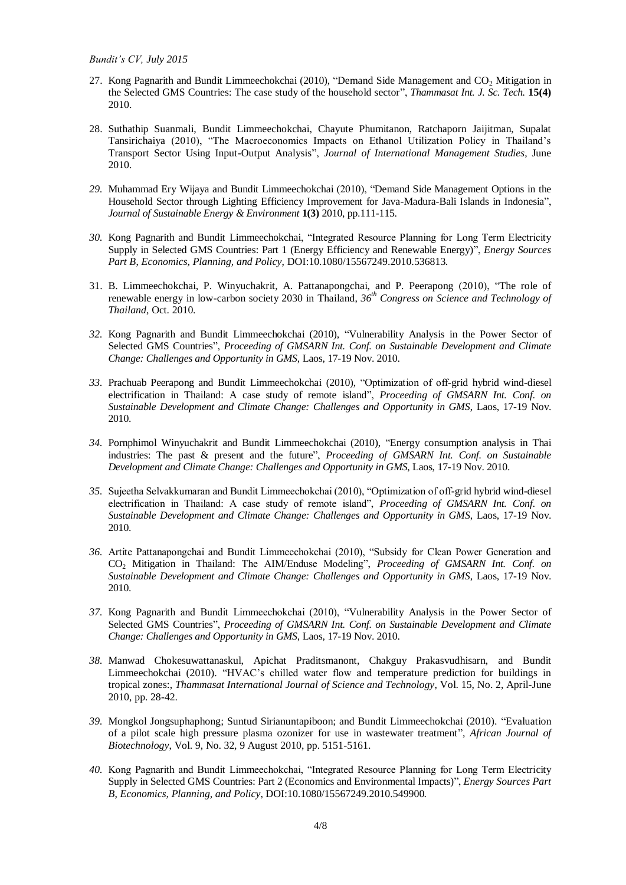27. Kong Pagnarith and Bundit Limmeechokchai (2010), "Demand Side Management and $CO_2$ Mitigation in the Selected GMS Countries: The case study of the household sector", *Thammasat Int. J. Sc. Tech.* **15(4)** 2010.

28. Suthathip Suanmali, Bundit Limmeechokchai, Chayute Phumitanon, Ratchaporn Jaijitman, Supalat Tansirichaiya (2010), "The Macroeconomics Impacts on Ethanol Utilization Policy in Thailand's Transport Sector Using Input-Output Analysis", *Journal of International Management Studies*, June 2010.

29. Muhammad Ery Wijaya and Bundit Limmeechokchai (2010), "Demand Side Management Options in the Household Sector through Lighting Efficiency Improvement for Java-Madura-Bali Islands in Indonesia", *Journal of Sustainable Energy & Environment* **1(3)** 2010, pp.111-115.

30. Kong Pagnarith and Bundit Limmeechokchai, "Integrated Resource Planning for Long Term Electricity Supply in Selected GMS Countries: Part 1 (Energy Efficiency and Renewable Energy)", *Energy Sources Part B, Economics, Planning, and Policy*, DOI:10.1080/15567249.2010.536813.

31. B. Limmeechokchai, P. Winyuchakrit, A. Pattanapongchai, and P. Peerapong (2010), "The role of renewable energy in low-carbon society 2030 in Thailand, *36[th] Congress on Science and Technology of Thailand*, Oct. 2010.

32. Kong Pagnarith and Bundit Limmeechokchai (2010), "Vulnerability Analysis in the Power Sector of Selected GMS Countries", *Proceeding of GMSARN Int. Conf. on Sustainable Development and Climate Change: Challenges and Opportunity in GMS*, Laos, 17-19 Nov. 2010.

33. Prachuab Peerapong and Bundit Limmeechokchai (2010), "Optimization of off-grid hybrid wind-diesel electrification in Thailand: A case study of remote island", *Proceeding of GMSARN Int. Conf. on Sustainable Development and Climate Change: Challenges and Opportunity in GMS*, Laos, 17-19 Nov. 2010.

34. Pornphimol Winyuchakrit and Bundit Limmeechokchai (2010), "Energy consumption analysis in Thai industries: The past & present and the future", *Proceeding of GMSARN Int. Conf. on Sustainable Development and Climate Change: Challenges and Opportunity in GMS*, Laos, 17-19 Nov. 2010.

35. Sujeetha Selvakkumaran and Bundit Limmeechokchai (2010), "Optimization of off-grid hybrid wind-diesel electrification in Thailand: A case study of remote island", *Proceeding of GMSARN Int. Conf. on Sustainable Development and Climate Change: Challenges and Opportunity in GMS*, Laos, 17-19 Nov. 2010.

36. Artite Pattanapongchai and Bundit Limmeechokchai (2010), "Subsidy for Clean Power Generation and $CO_2$ Mitigation in Thailand: The AIM/Enduse Modeling", *Proceeding of GMSARN Int. Conf. on Sustainable Development and Climate Change: Challenges and Opportunity in GMS*, Laos, 17-19 Nov. 2010.

37. Kong Pagnarith and Bundit Limmeechokchai (2010), "Vulnerability Analysis in the Power Sector of Selected GMS Countries", *Proceeding of GMSARN Int. Conf. on Sustainable Development and Climate Change: Challenges and Opportunity in GMS*, Laos, 17-19 Nov. 2010.

38. Manwad Chokesuwattanaskul, Apichat Praditsmanont, Chakguy Prakasvudhisarn, and Bundit Limmeechokchai (2010). "HVAC's chilled water flow and temperature prediction for buildings in tropical zones:, *Thammasat International Journal of Science and Technology*, Vol. 15, No. 2, April-June 2010, pp. 28-42.

39. Mongkol Jongsuphaphong; Suntud Sirianuntapiboon; and Bundit Limmeechokchai (2010). "Evaluation of a pilot scale high pressure plasma ozonizer for use in wastewater treatment", *African Journal of Biotechnology*, Vol. 9, No. 32, 9 August 2010, pp. 5151-5161.

40. Kong Pagnarith and Bundit Limmeechokchai, "Integrated Resource Planning for Long Term Electricity Supply in Selected GMS Countries: Part 2 (Economics and Environmental Impacts)", *Energy Sources Part B, Economics, Planning, and Policy*, DOI:10.1080/15567249.2010.549900.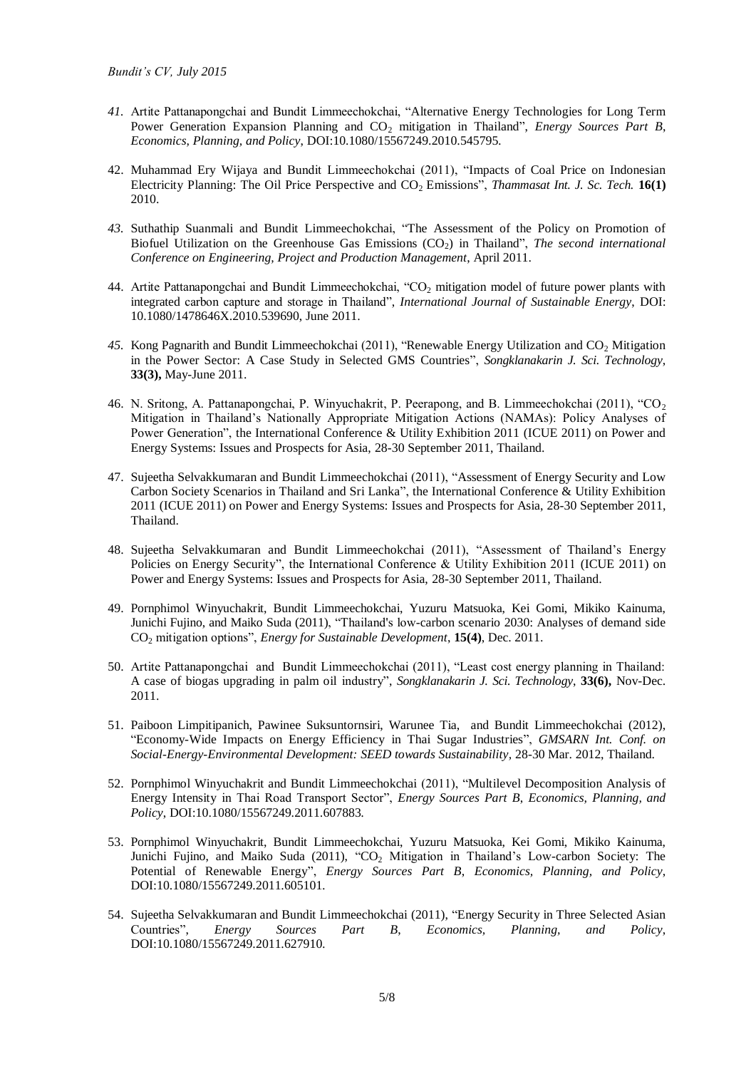41. Artite Pattanapongchai and Bundit Limmeechokchai, "Alternative Energy Technologies for Long Term Power Generation Expansion Planning and $CO_2$ mitigation in Thailand", *Energy Sources Part B, Economics, Planning, and Policy*, DOI:10.1080/15567249.2010.545795.

42. Muhammad Ery Wijaya and Bundit Limmeechokchai (2011), "Impacts of Coal Price on Indonesian Electricity Planning: The Oil Price Perspective and $CO_2$ Emissions", *Thammasat Int. J. Sc. Tech.* **16(1)** 2010.

43. Suthathip Suanmali and Bundit Limmeechokchai, "The Assessment of the Policy on Promotion of Biofuel Utilization on the Greenhouse Gas Emissions ($CO_2$) in Thailand", *The second international Conference on Engineering, Project and Production Management*, April 2011.

44. Artite Pattanapongchai and Bundit Limmeechokchai, "$CO_2$ mitigation model of future power plants with integrated carbon capture and storage in Thailand", *International Journal of Sustainable Energy*, DOI: 10.1080/1478646X.2010.539690, June 2011.

45. Kong Pagnarith and Bundit Limmeechokchai (2011), "Renewable Energy Utilization and $CO_2$ Mitigation in the Power Sector: A Case Study in Selected GMS Countries", *Songklanakarin J. Sci. Technology*, **33(3),** May-June 2011.

46. N. Sritong, A. Pattanapongchai, P. Winyuchakrit, P. Peerapong, and B. Limmeechokchai (2011), "$CO_2$ Mitigation in Thailand's Nationally Appropriate Mitigation Actions (NAMAs): Policy Analyses of Power Generation", the International Conference & Utility Exhibition 2011 (ICUE 2011) on Power and Energy Systems: Issues and Prospects for Asia, 28-30 September 2011, Thailand.

47. Sujeetha Selvakkumaran and Bundit Limmeechokchai (2011), "Assessment of Energy Security and Low Carbon Society Scenarios in Thailand and Sri Lanka", the International Conference & Utility Exhibition 2011 (ICUE 2011) on Power and Energy Systems: Issues and Prospects for Asia, 28-30 September 2011, Thailand.

48. Sujeetha Selvakkumaran and Bundit Limmeechokchai (2011), "Assessment of Thailand's Energy Policies on Energy Security", the International Conference & Utility Exhibition 2011 (ICUE 2011) on Power and Energy Systems: Issues and Prospects for Asia, 28-30 September 2011, Thailand.

49. Pornphimol Winyuchakrit, Bundit Limmeechokchai, Yuzuru Matsuoka, Kei Gomi, Mikiko Kainuma, Junichi Fujino, and Maiko Suda (2011), "Thailand's low-carbon scenario 2030: Analyses of demand side $CO_2$ mitigation options", *Energy for Sustainable Development*, **15(4)**, Dec. 2011.

50. Artite Pattanapongchai and Bundit Limmeechokchai (2011), "Least cost energy planning in Thailand: A case of biogas upgrading in palm oil industry", *Songklanakarin J. Sci. Technology*, **33(6),** Nov-Dec. 2011.

51. Paiboon Limpitipanich, Pawinee Suksuntornsiri, Warunee Tia, and Bundit Limmeechokchai (2012), "Economy-Wide Impacts on Energy Efficiency in Thai Sugar Industries", *GMSARN Int. Conf. on Social-Energy-Environmental Development: SEED towards Sustainability*, 28-30 Mar. 2012, Thailand.

52. Pornphimol Winyuchakrit and Bundit Limmeechokchai (2011), "Multilevel Decomposition Analysis of Energy Intensity in Thai Road Transport Sector", *Energy Sources Part B, Economics, Planning, and Policy*, DOI:10.1080/15567249.2011.607883.

53. Pornphimol Winyuchakrit, Bundit Limmeechokchai, Yuzuru Matsuoka, Kei Gomi, Mikiko Kainuma, Junichi Fujino, and Maiko Suda (2011), "$CO_2$ Mitigation in Thailand's Low-carbon Society: The Potential of Renewable Energy", *Energy Sources Part B, Economics, Planning, and Policy*, DOI:10.1080/15567249.2011.605101.

54. Sujeetha Selvakkumaran and Bundit Limmeechokchai (2011), "Energy Security in Three Selected Asian Countries", *Energy Sources Part B, Economics, Planning, and Policy*, DOI:10.1080/15567249.2011.627910.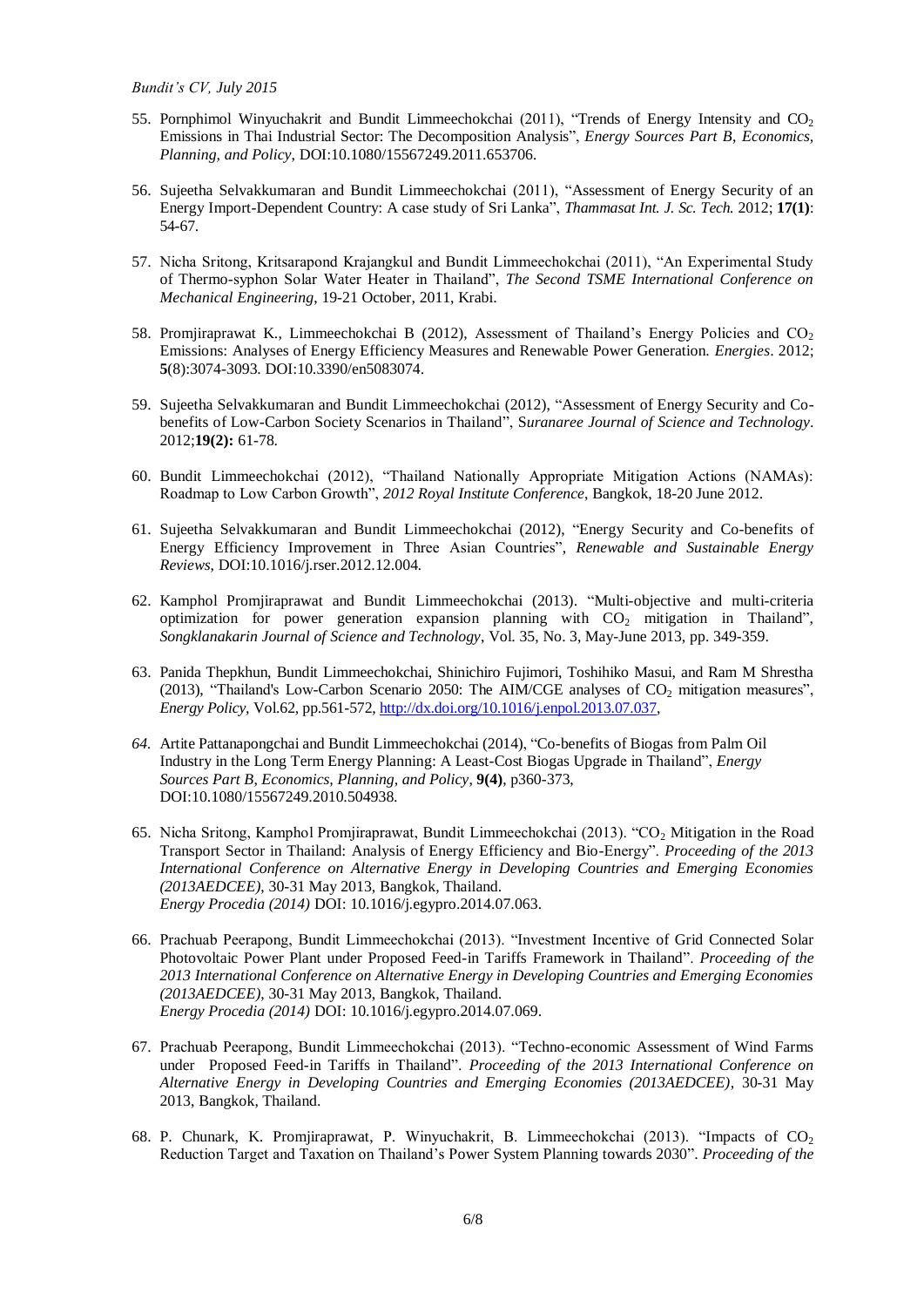55. Pornphimol Winyuchakrit and Bundit Limmeechokchai (2011), "Trends of Energy Intensity and $CO_2$ Emissions in Thai Industrial Sector: The Decomposition Analysis", *Energy Sources Part B, Economics, Planning, and Policy*, DOI:10.1080/15567249.2011.653706.

56. Sujeetha Selvakkumaran and Bundit Limmeechokchai (2011), "Assessment of Energy Security of an Energy Import-Dependent Country: A case study of Sri Lanka", *Thammasat Int. J. Sc. Tech.* 2012; **17(1)**: 54-67.

57. Nicha Sritong, Kritsarapond Krajangkul and Bundit Limmeechokchai (2011), "An Experimental Study of Thermo-syphon Solar Water Heater in Thailand", *The Second TSME International Conference on Mechanical Engineering*, 19-21 October, 2011, Krabi.

58. Promjiraprawat K., Limmeechokchai B (2012), Assessment of Thailand's Energy Policies and $CO_2$ Emissions: Analyses of Energy Efficiency Measures and Renewable Power Generation. *Energies*. 2012; **5**(8):3074-3093. DOI:10.3390/en5083074.

59. Sujeetha Selvakkumaran and Bundit Limmeechokchai (2012), "Assessment of Energy Security and Co-benefits of Low-Carbon Society Scenarios in Thailand", S*uranaree Journal of Science and Technology*. 2012;**19(2):** 61-78.

60. Bundit Limmeechokchai (2012), "Thailand Nationally Appropriate Mitigation Actions (NAMAs): Roadmap to Low Carbon Growth", *2012 Royal Institute Conference*, Bangkok, 18-20 June 2012.

61. Sujeetha Selvakkumaran and Bundit Limmeechokchai (2012), "Energy Security and Co-benefits of Energy Efficiency Improvement in Three Asian Countries", *Renewable and Sustainable Energy Reviews*, DOI:10.1016/j.rser.2012.12.004.

62. Kamphol Promjiraprawat and Bundit Limmeechokchai (2013). "Multi-objective and multi-criteria optimization for power generation expansion planning with $CO_2$ mitigation in Thailand", *Songklanakarin Journal of Science and Technology*, Vol. 35, No. 3, May-June 2013, pp. 349-359.

63. Panida Thepkhun, Bundit Limmeechokchai, Shinichiro Fujimori, Toshihiko Masui, and Ram M Shrestha (2013), "Thailand's Low-Carbon Scenario 2050: The AIM/CGE analyses of $CO_2$ mitigation measures", *Energy Policy*, Vol.62, pp.561-572, http://dx.doi.org/10.1016/j.enpol.2013.07.037,

64. Artite Pattanapongchai and Bundit Limmeechokchai (2014), "Co-benefits of Biogas from Palm Oil Industry in the Long Term Energy Planning: A Least-Cost Biogas Upgrade in Thailand", *Energy Sources Part B, Economics, Planning, and Policy*, **9(4)**, p360-373, DOI:10.1080/15567249.2010.504938.

65. Nicha Sritong, Kamphol Promjiraprawat, Bundit Limmeechokchai (2013). "$CO_2$ Mitigation in the Road Transport Sector in Thailand: Analysis of Energy Efficiency and Bio-Energy". *Proceeding of the 2013 International Conference on Alternative Energy in Developing Countries and Emerging Economies (2013AEDCEE)*, 30-31 May 2013, Bangkok, Thailand.
*Energy Procedia (2014)* DOI: 10.1016/j.egypro.2014.07.063.

66. Prachuab Peerapong, Bundit Limmeechokchai (2013). "Investment Incentive of Grid Connected Solar Photovoltaic Power Plant under Proposed Feed-in Tariffs Framework in Thailand". *Proceeding of the 2013 International Conference on Alternative Energy in Developing Countries and Emerging Economies (2013AEDCEE)*, 30-31 May 2013, Bangkok, Thailand.
*Energy Procedia (2014)* DOI: 10.1016/j.egypro.2014.07.069.

67. Prachuab Peerapong, Bundit Limmeechokchai (2013). "Techno-economic Assessment of Wind Farms under Proposed Feed-in Tariffs in Thailand". *Proceeding of the 2013 International Conference on Alternative Energy in Developing Countries and Emerging Economies (2013AEDCEE)*, 30-31 May 2013, Bangkok, Thailand.

68. P. Chunark, K. Promjiraprawat, P. Winyuchakrit, B. Limmeechokchai (2013). "Impacts of $CO_2$ Reduction Target and Taxation on Thailand's Power System Planning towards 2030". *Proceeding of the*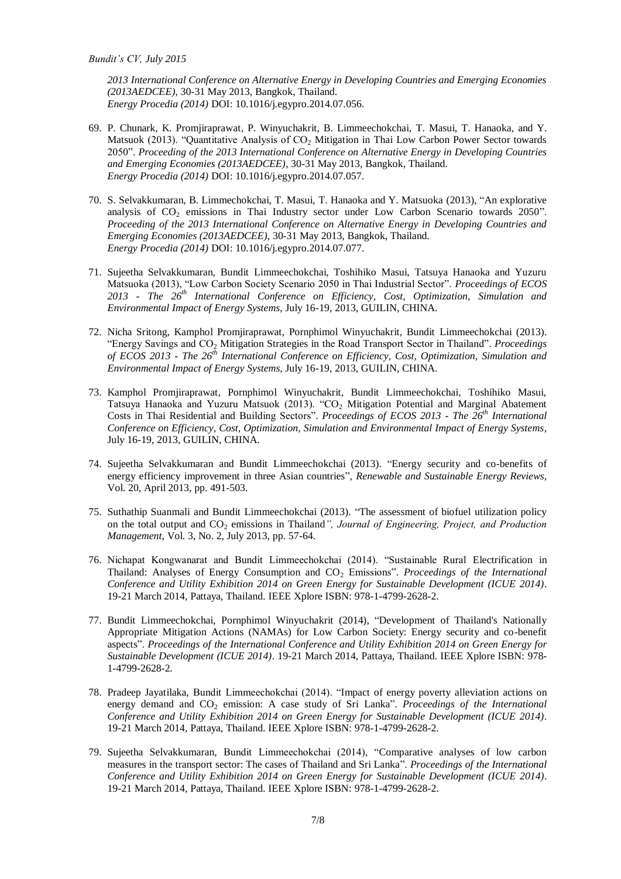*2013 International Conference on Alternative Energy in Developing Countries and Emerging Economies (2013AEDCEE)*, 30-31 May 2013, Bangkok, Thailand.
*Energy Procedia (2014)* DOI: 10.1016/j.egypro.2014.07.056.

69. P. Chunark, K. Promjiraprawat, P. Winyuchakrit, B. Limmeechokchai, T. Masui, T. Hanaoka, and Y. Matsuok (2013). "Quantitative Analysis of $CO_2$ Mitigation in Thai Low Carbon Power Sector towards 2050". *Proceeding of the 2013 International Conference on Alternative Energy in Developing Countries and Emerging Economies (2013AEDCEE)*, 30-31 May 2013, Bangkok, Thailand.
*Energy Procedia (2014)* DOI: 10.1016/j.egypro.2014.07.057.

70. S. Selvakkumaran, B. Limmechokchai, T. Masui, T. Hanaoka and Y. Matsuoka (2013), "An explorative analysis of $CO_2$ emissions in Thai Industry sector under Low Carbon Scenario towards 2050". *Proceeding of the 2013 International Conference on Alternative Energy in Developing Countries and Emerging Economies (2013AEDCEE)*, 30-31 May 2013, Bangkok, Thailand.
*Energy Procedia (2014)* DOI: 10.1016/j.egypro.2014.07.077.

71. Sujeetha Selvakkumaran, Bundit Limmeechokchai, Toshihiko Masui, Tatsuya Hanaoka and Yuzuru Matsuoka (2013), "Low Carbon Society Scenario 2050 in Thai Industrial Sector". *Proceedings of ECOS 2013 - The 26$^{th}$ International Conference on Efficiency, Cost, Optimization, Simulation and Environmental Impact of Energy Systems*, July 16-19, 2013, GUILIN, CHINA.

72. Nicha Sritong, Kamphol Promjiraprawat, Pornphimol Winyuchakrit, Bundit Limmeechokchai (2013). "Energy Savings and $CO_2$ Mitigation Strategies in the Road Transport Sector in Thailand". *Proceedings of ECOS 2013 - The 26$^{th}$ International Conference on Efficiency, Cost, Optimization, Simulation and Environmental Impact of Energy Systems*, July 16-19, 2013, GUILIN, CHINA.

73. Kamphol Promjiraprawat, Pornphimol Winyuchakrit, Bundit Limmeechokchai, Toshihiko Masui, Tatsuya Hanaoka and Yuzuru Matsuok (2013). "$CO_2$ Mitigation Potential and Marginal Abatement Costs in Thai Residential and Building Sectors". *Proceedings of ECOS 2013 - The 26$^{th}$ International Conference on Efficiency, Cost, Optimization, Simulation and Environmental Impact of Energy Systems*, July 16-19, 2013, GUILIN, CHINA.

74. Sujeetha Selvakkumaran and Bundit Limmeechokchai (2013). "Energy security and co-benefits of energy efficiency improvement in three Asian countries", *Renewable and Sustainable Energy Reviews*, Vol. 20, April 2013, pp. 491-503.

75. Suthathip Suanmali and Bundit Limmeechokchai (2013). "The assessment of biofuel utilization policy on the total output and $CO_2$ emissions in Thailand*", Journal of Engineering, Project, and Production Management*, Vol. 3, No. 2, July 2013, pp. 57-64.

76. Nichapat Kongwanarat and Bundit Limmeechokchai (2014). "Sustainable Rural Electrification in Thailand: Analyses of Energy Consumption and $CO_2$ Emissions". *Proceedings of the International Conference and Utility Exhibition 2014 on Green Energy for Sustainable Development (ICUE 2014)*. 19-21 March 2014, Pattaya, Thailand. IEEE Xplore ISBN: 978-1-4799-2628-2.

77. Bundit Limmeechokchai, Pornphimol Winyuchakrit (2014), "Development of Thailand's Nationally Appropriate Mitigation Actions (NAMAs) for Low Carbon Society: Energy security and co-benefit aspects". *Proceedings of the International Conference and Utility Exhibition 2014 on Green Energy for Sustainable Development (ICUE 2014)*. 19-21 March 2014, Pattaya, Thailand. IEEE Xplore ISBN: 978-1-4799-2628-2.

78. Pradeep Jayatilaka, Bundit Limmeechokchai (2014). "Impact of energy poverty alleviation actions on energy demand and $CO_2$ emission: A case study of Sri Lanka". *Proceedings of the International Conference and Utility Exhibition 2014 on Green Energy for Sustainable Development (ICUE 2014)*. 19-21 March 2014, Pattaya, Thailand. IEEE Xplore ISBN: 978-1-4799-2628-2.

79. Sujeetha Selvakkumaran, Bundit Limmeechokchai (2014), "Comparative analyses of low carbon measures in the transport sector: The cases of Thailand and Sri Lanka". *Proceedings of the International Conference and Utility Exhibition 2014 on Green Energy for Sustainable Development (ICUE 2014)*. 19-21 March 2014, Pattaya, Thailand. IEEE Xplore ISBN: 978-1-4799-2628-2.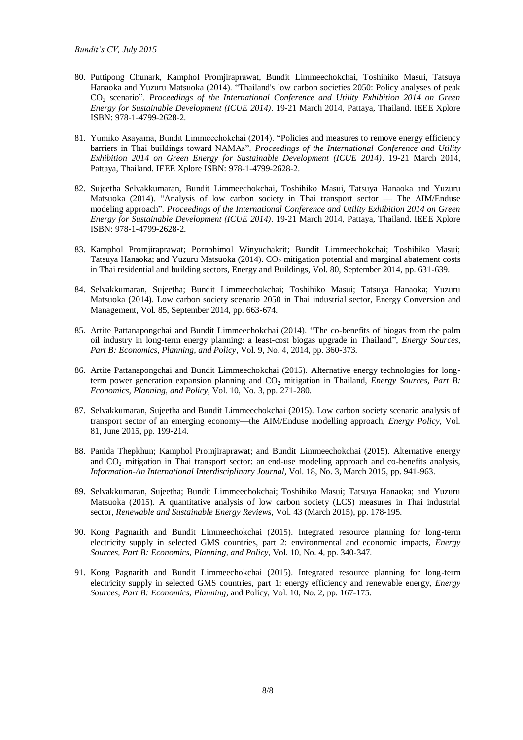80. Puttipong Chunark, Kamphol Promjiraprawat, Bundit Limmeechokchai, Toshihiko Masui, Tatsuya Hanaoka and Yuzuru Matsuoka (2014). "Thailand's low carbon societies 2050: Policy analyses of peak $CO_2$ scenario". *Proceedings of the International Conference and Utility Exhibition 2014 on Green Energy for Sustainable Development (ICUE 2014)*. 19-21 March 2014, Pattaya, Thailand. IEEE Xplore ISBN: 978-1-4799-2628-2.

81. Yumiko Asayama, Bundit Limmeechokchai (2014). "Policies and measures to remove energy efficiency barriers in Thai buildings toward NAMAs". *Proceedings of the International Conference and Utility Exhibition 2014 on Green Energy for Sustainable Development (ICUE 2014)*. 19-21 March 2014, Pattaya, Thailand. IEEE Xplore ISBN: 978-1-4799-2628-2.

82. Sujeetha Selvakkumaran, Bundit Limmeechokchai, Toshihiko Masui, Tatsuya Hanaoka and Yuzuru Matsuoka (2014). "Analysis of low carbon society in Thai transport sector — The AIM/Enduse modeling approach". *Proceedings of the International Conference and Utility Exhibition 2014 on Green Energy for Sustainable Development (ICUE 2014)*. 19-21 March 2014, Pattaya, Thailand. IEEE Xplore ISBN: 978-1-4799-2628-2.

83. Kamphol Promjiraprawat; Pornphimol Winyuchakrit; Bundit Limmeechokchai; Toshihiko Masui; Tatsuya Hanaoka; and Yuzuru Matsuoka (2014). $CO_2$ mitigation potential and marginal abatement costs in Thai residential and building sectors, Energy and Buildings, Vol. 80, September 2014, pp. 631-639.

84. Selvakkumaran, Sujeetha; Bundit Limmeechokchai; Toshihiko Masui; Tatsuya Hanaoka; Yuzuru Matsuoka (2014). Low carbon society scenario 2050 in Thai industrial sector, Energy Conversion and Management, Vol. 85, September 2014, pp. 663-674.

85. Artite Pattanapongchai and Bundit Limmeechokchai (2014). "The co-benefits of biogas from the palm oil industry in long-term energy planning: a least-cost biogas upgrade in Thailand", *Energy Sources, Part B: Economics, Planning, and Policy*, Vol. 9, No. 4, 2014, pp. 360-373.

86. Artite Pattanapongchai and Bundit Limmeechokchai (2015). Alternative energy technologies for long-term power generation expansion planning and $CO_2$ mitigation in Thailand, *Energy Sources, Part B: Economics, Planning, and Policy*, Vol. 10, No. 3, pp. 271-280.

87. Selvakkumaran, Sujeetha and Bundit Limmeechokchai (2015). Low carbon society scenario analysis of transport sector of an emerging economy—the AIM/Enduse modelling approach, *Energy Policy*, Vol. 81, June 2015, pp. 199-214.

88. Panida Thepkhun; Kamphol Promjiraprawat; and Bundit Limmeechokchai (2015). Alternative energy and $CO_2$ mitigation in Thai transport sector: an end-use modeling approach and co-benefits analysis, *Information-An International Interdisciplinary Journal*, Vol. 18, No. 3, March 2015, pp. 941-963.

89. Selvakkumaran, Sujeetha; Bundit Limmeechokchai; Toshihiko Masui; Tatsuya Hanaoka; and Yuzuru Matsuoka (2015). A quantitative analysis of low carbon society (LCS) measures in Thai industrial sector, *Renewable and Sustainable Energy Reviews*, Vol. 43 (March 2015), pp. 178-195.

90. Kong Pagnarith and Bundit Limmeechokchai (2015). Integrated resource planning for long-term electricity supply in selected GMS countries, part 2: environmental and economic impacts, *Energy Sources, Part B: Economics, Planning, and Policy*, Vol. 10, No. 4, pp. 340-347.

91. Kong Pagnarith and Bundit Limmeechokchai (2015). Integrated resource planning for long-term electricity supply in selected GMS countries, part 1: energy efficiency and renewable energy, *Energy Sources, Part B: Economics, Planning*, and Policy, Vol. 10, No. 2, pp. 167-175.